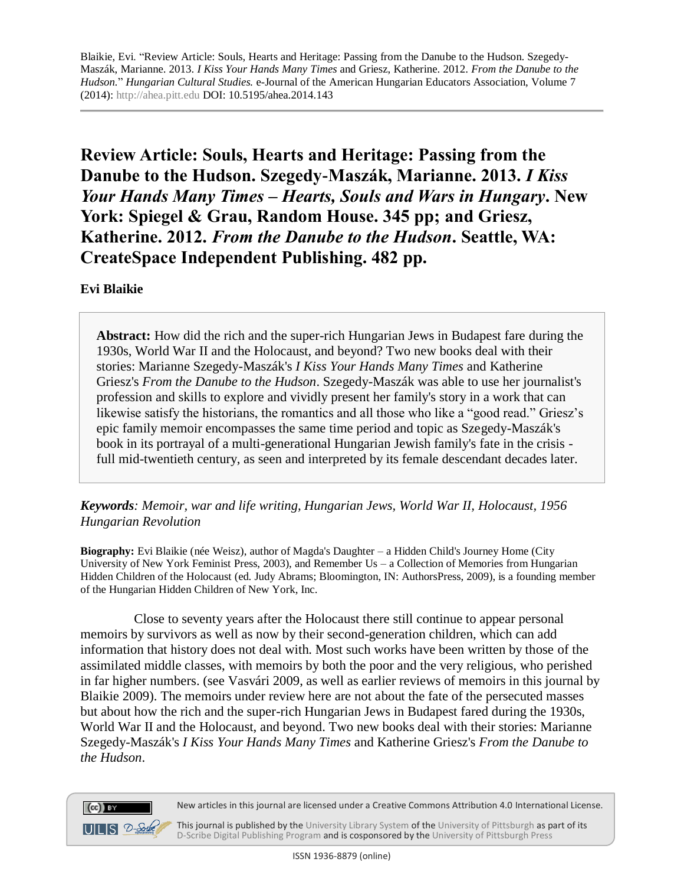Blaikie, Evi. "Review Article: Souls, Hearts and Heritage: Passing from the Danube to the Hudson. Szegedy-Maszák, Marianne. 2013. *I Kiss Your Hands Many Times* and Griesz, Katherine. 2012. *From the Danube to the Hudson.*" *Hungarian Cultural Studies.* e-Journal of the American Hungarian Educators Association, Volume 7 (2014): http://ahea.pitt.edu DOI: 10.5195/ahea.2014.143

# Review Article: Souls, Hearts and Heritage: Passing from the Danube to the Hudson. Szegedy-Maszák, Marianne. 2013. *I Kiss Your Hands Many Times – Hearts, Souls and Wars in Hungary*. New York: Spiegel & Grau, Random House. 345 pp; and Griesz, Katherine. 2012. *From the Danube to the Hudson*. Seattle, WA: CreateSpace Independent Publishing. 482 pp.

**Evi Blaikie**

**Abstract:** How did the rich and the super-rich Hungarian Jews in Budapest fare during the 1930s, World War II and the Holocaust, and beyond? Two new books deal with their stories: Marianne Szegedy-Maszák's *I Kiss Your Hands Many Times* and Katherine Griesz's *From the Danube to the Hudson*. Szegedy-Maszák was able to use her journalist's profession and skills to explore and vividly present her family's story in a work that can likewise satisfy the historians, the romantics and all those who like a "good read." Griesz's epic family memoir encompasses the same time period and topic as Szegedy-Maszák's book in its portrayal of a multi-generational Hungarian Jewish family's fate in the crisis - full mid-twentieth century, as seen and interpreted by its female descendant decades later.

***Keywords**: Memoir, war and life writing, Hungarian Jews, World War II, Holocaust, 1956 Hungarian Revolution*

**Biography:** Evi Blaikie (née Weisz), author of Magda's Daughter – a Hidden Child's Journey Home (City University of New York Feminist Press, 2003), and Remember Us – a Collection of Memories from Hungarian Hidden Children of the Holocaust (ed. Judy Abrams; Bloomington, IN: AuthorsPress, 2009), is a founding member of the Hungarian Hidden Children of New York, Inc.

Close to seventy years after the Holocaust there still continue to appear personal memoirs by survivors as well as now by their second-generation children, which can add information that history does not deal with. Most such works have been written by those of the assimilated middle classes, with memoirs by both the poor and the very religious, who perished in far higher numbers. (see Vasvári 2009, as well as earlier reviews of memoirs in this journal by Blaikie 2009). The memoirs under review here are not about the fate of the persecuted masses but about how the rich and the super-rich Hungarian Jews in Budapest fared during the 1930s, World War II and the Holocaust, and beyond. Two new books deal with their stories: Marianne Szegedy-Maszák's *I Kiss Your Hands Many Times* and Katherine Griesz's *From the Danube to the Hudson*.

New articles in this journal are licensed under a Creative Commons Attribution 4.0 International License.

This journal is published by the University Library System of the University of Pittsburgh as part of its D-Scribe Digital Publishing Program and is cosponsored by the University of Pittsburgh Press

ISSN 1936-8879 (online)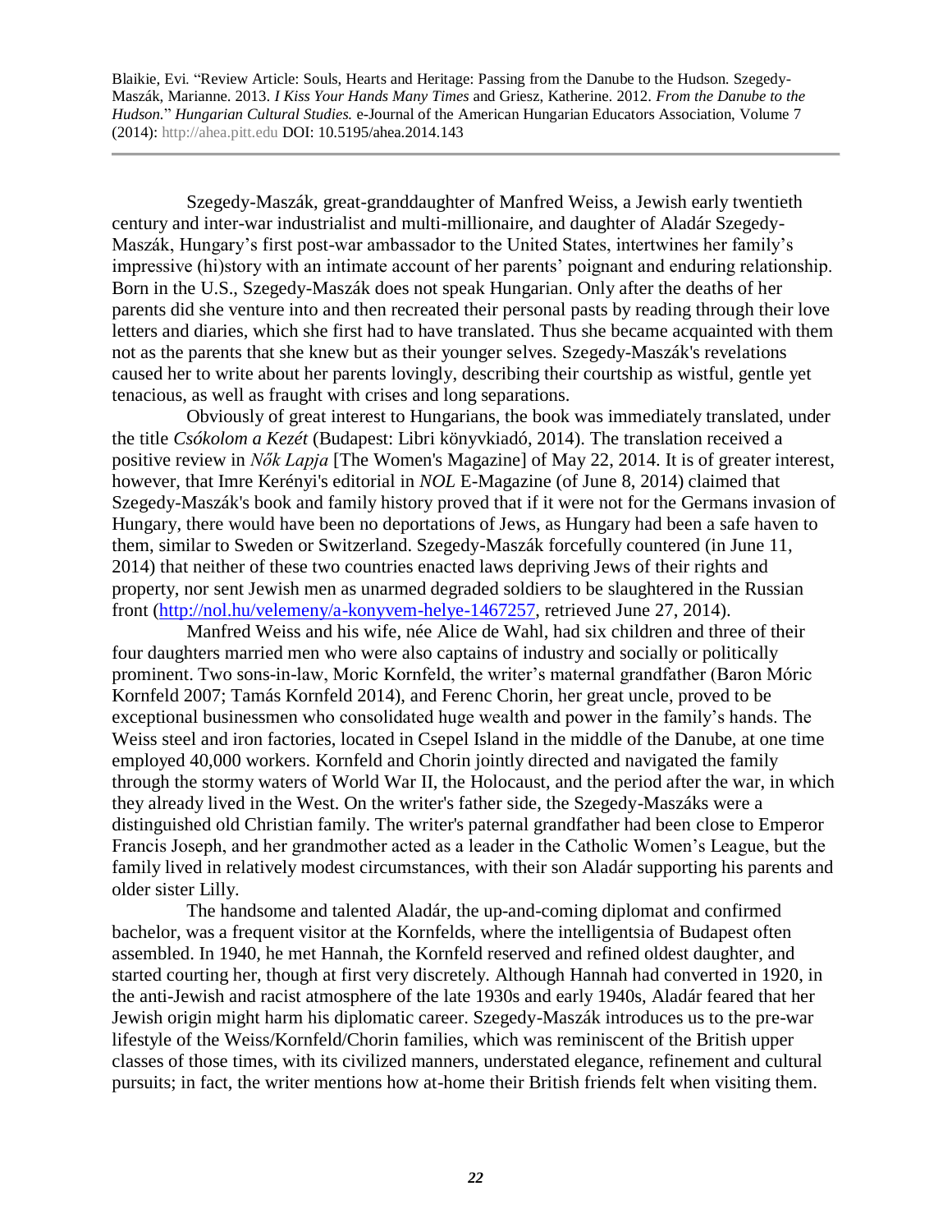Szegedy-Maszák, great-granddaughter of Manfred Weiss, a Jewish early twentieth century and inter-war industrialist and multi-millionaire, and daughter of Aladár Szegedy-Maszák, Hungary's first post-war ambassador to the United States, intertwines her family's impressive (hi)story with an intimate account of her parents' poignant and enduring relationship. Born in the U.S., Szegedy-Maszák does not speak Hungarian. Only after the deaths of her parents did she venture into and then recreated their personal pasts by reading through their love letters and diaries, which she first had to have translated. Thus she became acquainted with them not as the parents that she knew but as their younger selves. Szegedy-Maszák's revelations caused her to write about her parents lovingly, describing their courtship as wistful, gentle yet tenacious, as well as fraught with crises and long separations.

Obviously of great interest to Hungarians, the book was immediately translated, under the title *Csókolom a Kezét* (Budapest: Libri könyvkiadó, 2014). The translation received a positive review in *Nők Lapja* [The Women's Magazine] of May 22, 2014. It is of greater interest, however, that Imre Kerényi's editorial in *NOL* E-Magazine (of June 8, 2014) claimed that Szegedy-Maszák's book and family history proved that if it were not for the Germans invasion of Hungary, there would have been no deportations of Jews, as Hungary had been a safe haven to them, similar to Sweden or Switzerland. Szegedy-Maszák forcefully countered (in June 11, 2014) that neither of these two countries enacted laws depriving Jews of their rights and property, nor sent Jewish men as unarmed degraded soldiers to be slaughtered in the Russian front (http://nol.hu/velemeny/a-konyvem-helye-1467257, retrieved June 27, 2014).

Manfred Weiss and his wife, née Alice de Wahl, had six children and three of their four daughters married men who were also captains of industry and socially or politically prominent. Two sons-in-law, Moric Kornfeld, the writer's maternal grandfather (Baron Móric Kornfeld 2007; Tamás Kornfeld 2014), and Ferenc Chorin, her great uncle, proved to be exceptional businessmen who consolidated huge wealth and power in the family's hands. The Weiss steel and iron factories, located in Csepel Island in the middle of the Danube, at one time employed 40,000 workers. Kornfeld and Chorin jointly directed and navigated the family through the stormy waters of World War II, the Holocaust, and the period after the war, in which they already lived in the West. On the writer's father side, the Szegedy-Maszáks were a distinguished old Christian family. The writer's paternal grandfather had been close to Emperor Francis Joseph, and her grandmother acted as a leader in the Catholic Women's League, but the family lived in relatively modest circumstances, with their son Aladár supporting his parents and older sister Lilly.

The handsome and talented Aladár, the up-and-coming diplomat and confirmed bachelor, was a frequent visitor at the Kornfelds, where the intelligentsia of Budapest often assembled. In 1940, he met Hannah, the Kornfeld reserved and refined oldest daughter, and started courting her, though at first very discretely. Although Hannah had converted in 1920, in the anti-Jewish and racist atmosphere of the late 1930s and early 1940s, Aladár feared that her Jewish origin might harm his diplomatic career. Szegedy-Maszák introduces us to the pre-war lifestyle of the Weiss/Kornfeld/Chorin families, which was reminiscent of the British upper classes of those times, with its civilized manners, understated elegance, refinement and cultural pursuits; in fact, the writer mentions how at-home their British friends felt when visiting them.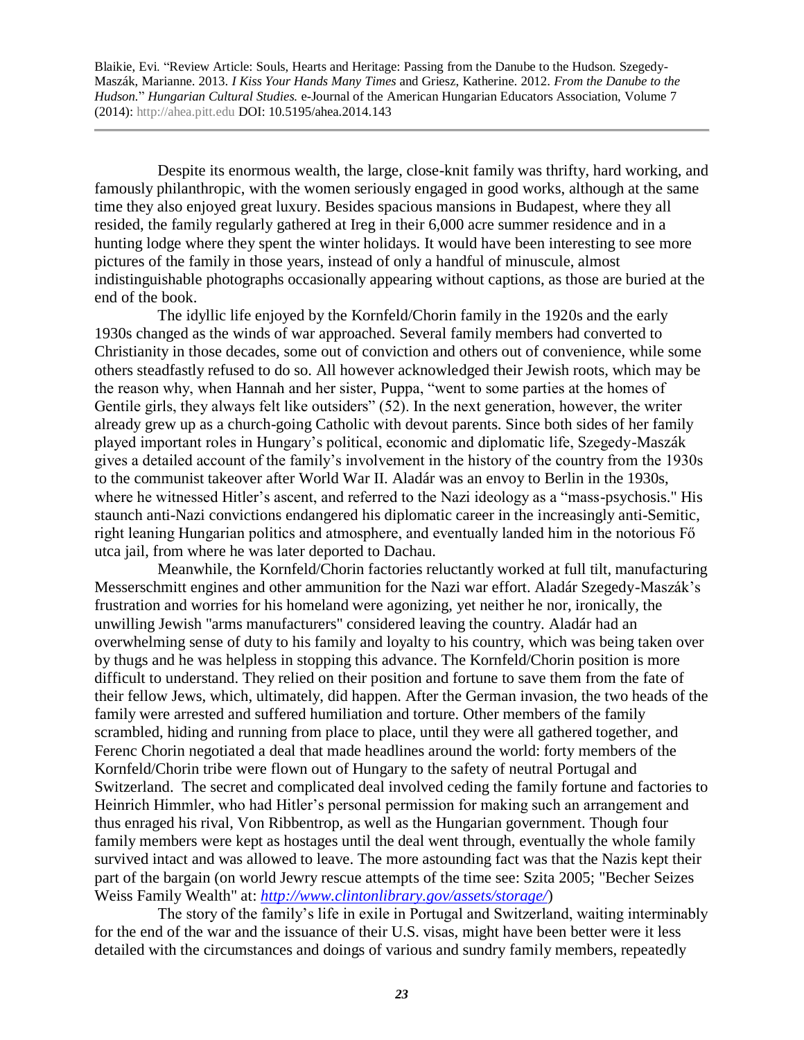Despite its enormous wealth, the large, close-knit family was thrifty, hard working, and famously philanthropic, with the women seriously engaged in good works, although at the same time they also enjoyed great luxury. Besides spacious mansions in Budapest, where they all resided, the family regularly gathered at Ireg in their 6,000 acre summer residence and in a hunting lodge where they spent the winter holidays. It would have been interesting to see more pictures of the family in those years, instead of only a handful of minuscule, almost indistinguishable photographs occasionally appearing without captions, as those are buried at the end of the book.

The idyllic life enjoyed by the Kornfeld/Chorin family in the 1920s and the early 1930s changed as the winds of war approached. Several family members had converted to Christianity in those decades, some out of conviction and others out of convenience, while some others steadfastly refused to do so. All however acknowledged their Jewish roots, which may be the reason why, when Hannah and her sister, Puppa, "went to some parties at the homes of Gentile girls, they always felt like outsiders" (52). In the next generation, however, the writer already grew up as a church-going Catholic with devout parents. Since both sides of her family played important roles in Hungary's political, economic and diplomatic life, Szegedy-Maszák gives a detailed account of the family's involvement in the history of the country from the 1930s to the communist takeover after World War II. Aladár was an envoy to Berlin in the 1930s, where he witnessed Hitler's ascent, and referred to the Nazi ideology as a "mass-psychosis." His staunch anti-Nazi convictions endangered his diplomatic career in the increasingly anti-Semitic, right leaning Hungarian politics and atmosphere, and eventually landed him in the notorious Fő utca jail, from where he was later deported to Dachau.

Meanwhile, the Kornfeld/Chorin factories reluctantly worked at full tilt, manufacturing Messerschmitt engines and other ammunition for the Nazi war effort. Aladár Szegedy-Maszák's frustration and worries for his homeland were agonizing, yet neither he nor, ironically, the unwilling Jewish "arms manufacturers" considered leaving the country. Aladár had an overwhelming sense of duty to his family and loyalty to his country, which was being taken over by thugs and he was helpless in stopping this advance. The Kornfeld/Chorin position is more difficult to understand. They relied on their position and fortune to save them from the fate of their fellow Jews, which, ultimately, did happen. After the German invasion, the two heads of the family were arrested and suffered humiliation and torture. Other members of the family scrambled, hiding and running from place to place, until they were all gathered together, and Ferenc Chorin negotiated a deal that made headlines around the world: forty members of the Kornfeld/Chorin tribe were flown out of Hungary to the safety of neutral Portugal and Switzerland. The secret and complicated deal involved ceding the family fortune and factories to Heinrich Himmler, who had Hitler's personal permission for making such an arrangement and thus enraged his rival, Von Ribbentrop, as well as the Hungarian government. Though four family members were kept as hostages until the deal went through, eventually the whole family survived intact and was allowed to leave. The more astounding fact was that the Nazis kept their part of the bargain (on world Jewry rescue attempts of the time see: Szita 2005; "Becher Seizes Weiss Family Wealth" at: *http://www.clintonlibrary.gov/assets/storage/*)

The story of the family's life in exile in Portugal and Switzerland, waiting interminably for the end of the war and the issuance of their U.S. visas, might have been better were it less detailed with the circumstances and doings of various and sundry family members, repeatedly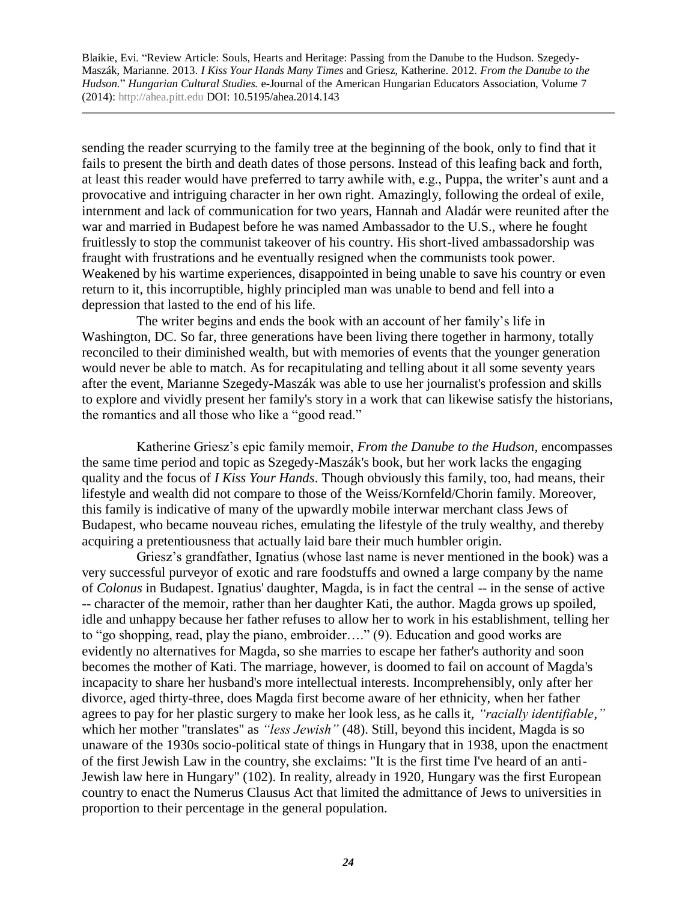sending the reader scurrying to the family tree at the beginning of the book, only to find that it fails to present the birth and death dates of those persons. Instead of this leafing back and forth, at least this reader would have preferred to tarry awhile with, e.g., Puppa, the writer's aunt and a provocative and intriguing character in her own right. Amazingly, following the ordeal of exile, internment and lack of communication for two years, Hannah and Aladár were reunited after the war and married in Budapest before he was named Ambassador to the U.S., where he fought fruitlessly to stop the communist takeover of his country. His short-lived ambassadorship was fraught with frustrations and he eventually resigned when the communists took power. Weakened by his wartime experiences, disappointed in being unable to save his country or even return to it, this incorruptible, highly principled man was unable to bend and fell into a depression that lasted to the end of his life.

The writer begins and ends the book with an account of her family's life in Washington, DC. So far, three generations have been living there together in harmony, totally reconciled to their diminished wealth, but with memories of events that the younger generation would never be able to match. As for recapitulating and telling about it all some seventy years after the event, Marianne Szegedy-Maszák was able to use her journalist's profession and skills to explore and vividly present her family's story in a work that can likewise satisfy the historians, the romantics and all those who like a "good read."

Katherine Griesz's epic family memoir, *From the Danube to the Hudson*, encompasses the same time period and topic as Szegedy-Maszák's book, but her work lacks the engaging quality and the focus of *I Kiss Your Hands*. Though obviously this family, too, had means, their lifestyle and wealth did not compare to those of the Weiss/Kornfeld/Chorin family. Moreover, this family is indicative of many of the upwardly mobile interwar merchant class Jews of Budapest, who became nouveau riches, emulating the lifestyle of the truly wealthy, and thereby acquiring a pretentiousness that actually laid bare their much humbler origin.

Griesz's grandfather, Ignatius (whose last name is never mentioned in the book) was a very successful purveyor of exotic and rare foodstuffs and owned a large company by the name of *Colonus* in Budapest. Ignatius' daughter, Magda, is in fact the central -- in the sense of active -- character of the memoir, rather than her daughter Kati, the author. Magda grows up spoiled, idle and unhappy because her father refuses to allow her to work in his establishment, telling her to "go shopping, read, play the piano, embroider…." (9). Education and good works are evidently no alternatives for Magda, so she marries to escape her father's authority and soon becomes the mother of Kati. The marriage, however, is doomed to fail on account of Magda's incapacity to share her husband's more intellectual interests. Incomprehensibly, only after her divorce, aged thirty-three, does Magda first become aware of her ethnicity, when her father agrees to pay for her plastic surgery to make her look less, as he calls it, *"racially identifiable,"* which her mother "translates" as *"less Jewish"* (48). Still, beyond this incident, Magda is so unaware of the 1930s socio-political state of things in Hungary that in 1938, upon the enactment of the first Jewish Law in the country, she exclaims: "It is the first time I've heard of an anti-Jewish law here in Hungary" (102). In reality, already in 1920, Hungary was the first European country to enact the Numerus Clausus Act that limited the admittance of Jews to universities in proportion to their percentage in the general population.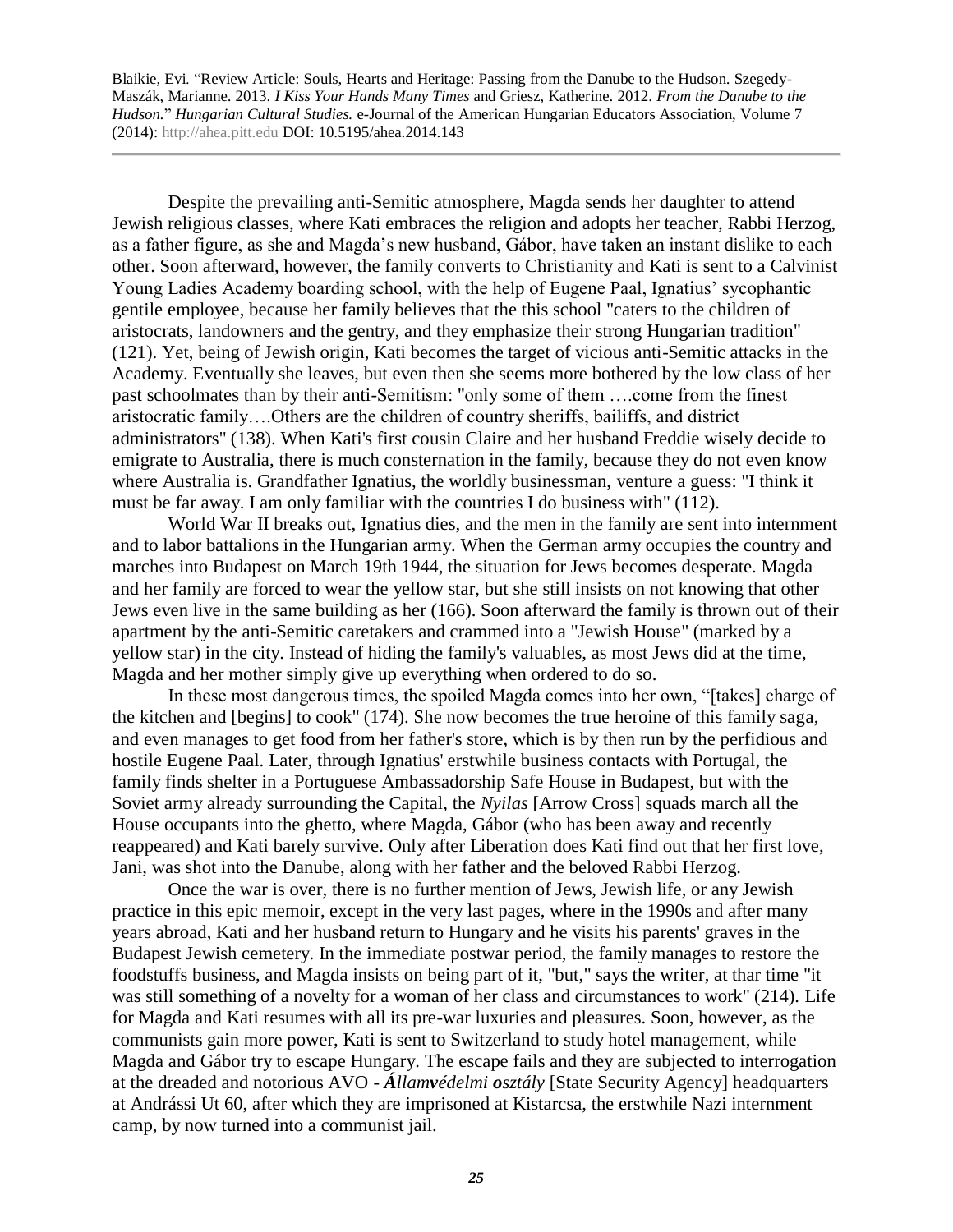Despite the prevailing anti-Semitic atmosphere, Magda sends her daughter to attend Jewish religious classes, where Kati embraces the religion and adopts her teacher, Rabbi Herzog, as a father figure, as she and Magda's new husband, Gábor, have taken an instant dislike to each other. Soon afterward, however, the family converts to Christianity and Kati is sent to a Calvinist Young Ladies Academy boarding school, with the help of Eugene Paal, Ignatius' sycophantic gentile employee, because her family believes that the this school "caters to the children of aristocrats, landowners and the gentry, and they emphasize their strong Hungarian tradition" (121). Yet, being of Jewish origin, Kati becomes the target of vicious anti-Semitic attacks in the Academy. Eventually she leaves, but even then she seems more bothered by the low class of her past schoolmates than by their anti-Semitism: "only some of them ….come from the finest aristocratic family….Others are the children of country sheriffs, bailiffs, and district administrators" (138). When Kati's first cousin Claire and her husband Freddie wisely decide to emigrate to Australia, there is much consternation in the family, because they do not even know where Australia is. Grandfather Ignatius, the worldly businessman, venture a guess: "I think it must be far away. I am only familiar with the countries I do business with" (112).

World War II breaks out, Ignatius dies, and the men in the family are sent into internment and to labor battalions in the Hungarian army. When the German army occupies the country and marches into Budapest on March 19th 1944, the situation for Jews becomes desperate. Magda and her family are forced to wear the yellow star, but she still insists on not knowing that other Jews even live in the same building as her (166). Soon afterward the family is thrown out of their apartment by the anti-Semitic caretakers and crammed into a "Jewish House" (marked by a yellow star) in the city. Instead of hiding the family's valuables, as most Jews did at the time, Magda and her mother simply give up everything when ordered to do so.

In these most dangerous times, the spoiled Magda comes into her own, "[takes] charge of the kitchen and [begins] to cook" (174). She now becomes the true heroine of this family saga, and even manages to get food from her father's store, which is by then run by the perfidious and hostile Eugene Paal. Later, through Ignatius' erstwhile business contacts with Portugal, the family finds shelter in a Portuguese Ambassadorship Safe House in Budapest, but with the Soviet army already surrounding the Capital, the *Nyilas* [Arrow Cross] squads march all the House occupants into the ghetto, where Magda, Gábor (who has been away and recently reappeared) and Kati barely survive. Only after Liberation does Kati find out that her first love, Jani, was shot into the Danube, along with her father and the beloved Rabbi Herzog.

Once the war is over, there is no further mention of Jews, Jewish life, or any Jewish practice in this epic memoir, except in the very last pages, where in the 1990s and after many years abroad, Kati and her husband return to Hungary and he visits his parents' graves in the Budapest Jewish cemetery. In the immediate postwar period, the family manages to restore the foodstuffs business, and Magda insists on being part of it, "but," says the writer, at thar time "it was still something of a novelty for a woman of her class and circumstances to work" (214). Life for Magda and Kati resumes with all its pre-war luxuries and pleasures. Soon, however, as the communists gain more power, Kati is sent to Switzerland to study hotel management, while Magda and Gábor try to escape Hungary. The escape fails and they are subjected to interrogation at the dreaded and notorious AVO - ***Á****llam****v****édelmi* ***o****sztály* [State Security Agency] headquarters at Andrássi Ut 60, after which they are imprisoned at Kistarcsa, the erstwhile Nazi internment camp, by now turned into a communist jail.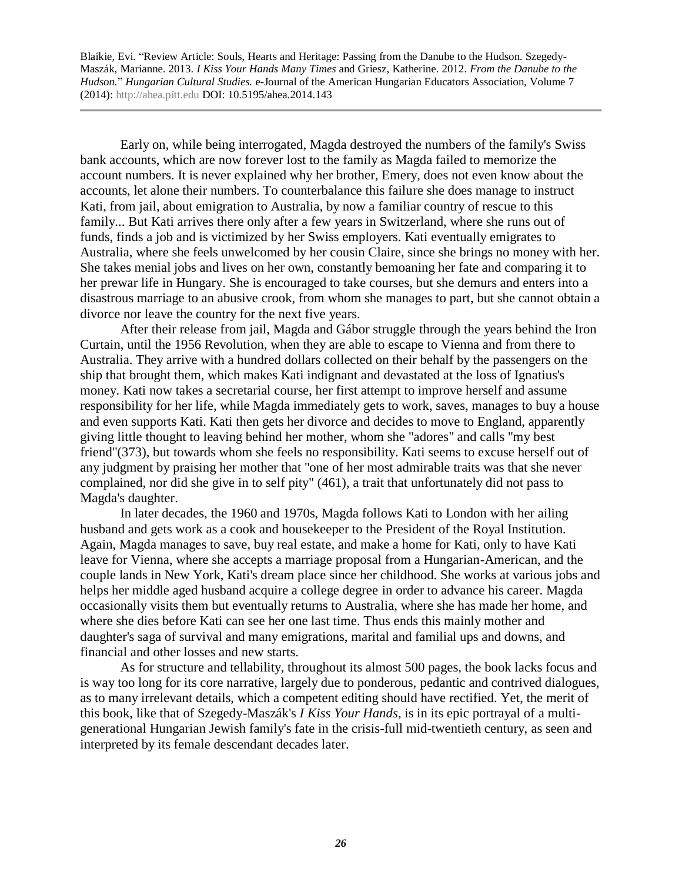Early on, while being interrogated, Magda destroyed the numbers of the family's Swiss bank accounts, which are now forever lost to the family as Magda failed to memorize the account numbers. It is never explained why her brother, Emery, does not even know about the accounts, let alone their numbers. To counterbalance this failure she does manage to instruct Kati, from jail, about emigration to Australia, by now a familiar country of rescue to this family... But Kati arrives there only after a few years in Switzerland, where she runs out of funds, finds a job and is victimized by her Swiss employers. Kati eventually emigrates to Australia, where she feels unwelcomed by her cousin Claire, since she brings no money with her. She takes menial jobs and lives on her own, constantly bemoaning her fate and comparing it to her prewar life in Hungary. She is encouraged to take courses, but she demurs and enters into a disastrous marriage to an abusive crook, from whom she manages to part, but she cannot obtain a divorce nor leave the country for the next five years.

After their release from jail, Magda and Gábor struggle through the years behind the Iron Curtain, until the 1956 Revolution, when they are able to escape to Vienna and from there to Australia. They arrive with a hundred dollars collected on their behalf by the passengers on the ship that brought them, which makes Kati indignant and devastated at the loss of Ignatius's money. Kati now takes a secretarial course, her first attempt to improve herself and assume responsibility for her life, while Magda immediately gets to work, saves, manages to buy a house and even supports Kati. Kati then gets her divorce and decides to move to England, apparently giving little thought to leaving behind her mother, whom she "adores" and calls "my best friend"(373), but towards whom she feels no responsibility. Kati seems to excuse herself out of any judgment by praising her mother that "one of her most admirable traits was that she never complained, nor did she give in to self pity" (461), a trait that unfortunately did not pass to Magda's daughter.

In later decades, the 1960 and 1970s, Magda follows Kati to London with her ailing husband and gets work as a cook and housekeeper to the President of the Royal Institution. Again, Magda manages to save, buy real estate, and make a home for Kati, only to have Kati leave for Vienna, where she accepts a marriage proposal from a Hungarian-American, and the couple lands in New York, Kati's dream place since her childhood. She works at various jobs and helps her middle aged husband acquire a college degree in order to advance his career. Magda occasionally visits them but eventually returns to Australia, where she has made her home, and where she dies before Kati can see her one last time. Thus ends this mainly mother and daughter's saga of survival and many emigrations, marital and familial ups and downs, and financial and other losses and new starts.

As for structure and tellability, throughout its almost 500 pages, the book lacks focus and is way too long for its core narrative, largely due to ponderous, pedantic and contrived dialogues, as to many irrelevant details, which a competent editing should have rectified. Yet, the merit of this book, like that of Szegedy-Maszák's *I Kiss Your Hands*, is in its epic portrayal of a multi-generational Hungarian Jewish family's fate in the crisis-full mid-twentieth century, as seen and interpreted by its female descendant decades later.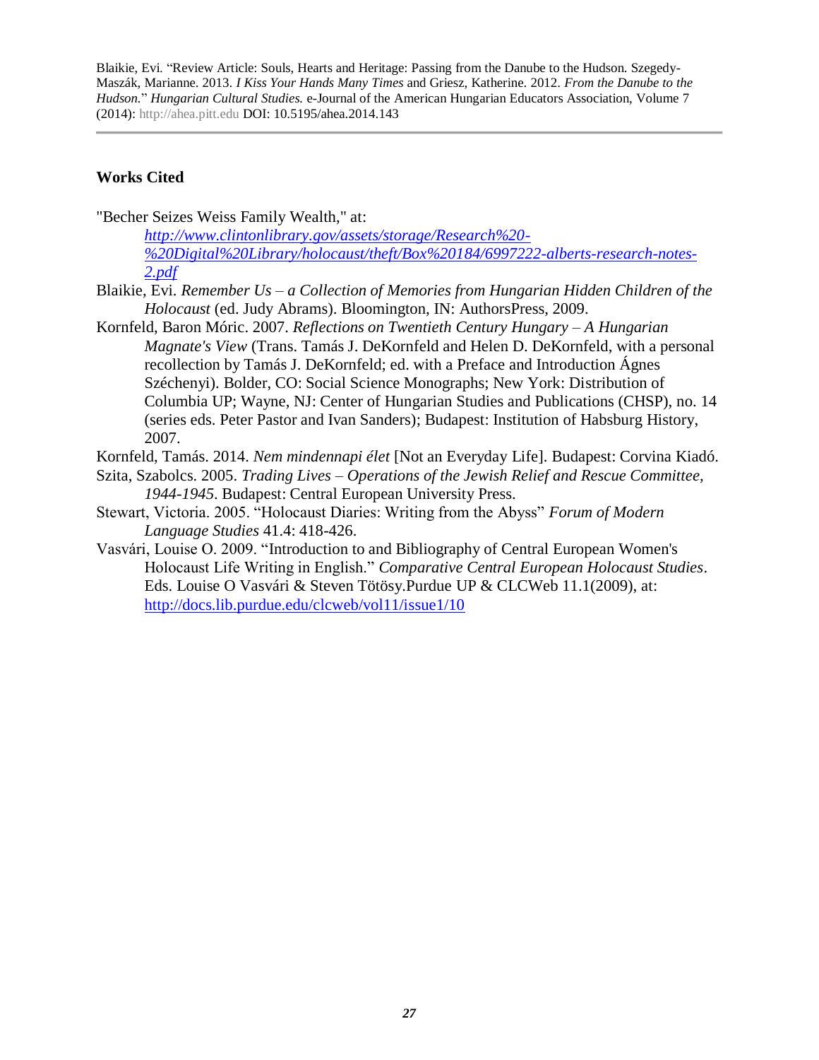## Works Cited

"Becher Seizes Weiss Family Wealth," at: *http://www.clintonlibrary.gov/assets/storage/Research%20-%20Digital%20Library/holocaust/theft/Box%20184/6997222-alberts-research-notes-2.pdf*

Blaikie, Evi. *Remember Us – a Collection of Memories from Hungarian Hidden Children of the Holocaust* (ed. Judy Abrams). Bloomington, IN: AuthorsPress, 2009.

Kornfeld, Baron Móric. 2007. *Reflections on Twentieth Century Hungary – A Hungarian Magnate's View* (Trans. Tamás J. DeKornfeld and Helen D. DeKornfeld, with a personal recollection by Tamás J. DeKornfeld; ed. with a Preface and Introduction Ágnes Széchenyi). Bolder, CO: Social Science Monographs; New York: Distribution of Columbia UP; Wayne, NJ: Center of Hungarian Studies and Publications (CHSP), no. 14 (series eds. Peter Pastor and Ivan Sanders); Budapest: Institution of Habsburg History, 2007.

Kornfeld, Tamás. 2014. *Nem mindennapi élet* [Not an Everyday Life]. Budapest: Corvina Kiadó.

Szita, Szabolcs. 2005. *Trading Lives – Operations of the Jewish Relief and Rescue Committee, 1944-1945*. Budapest: Central European University Press.

Stewart, Victoria. 2005. "Holocaust Diaries: Writing from the Abyss" *Forum of Modern Language Studies* 41.4: 418-426.

Vasvári, Louise O. 2009. "Introduction to and Bibliography of Central European Women's Holocaust Life Writing in English." *Comparative Central European Holocaust Studies*. Eds. Louise O Vasvári & Steven Tötösy.Purdue UP & CLCWeb 11.1(2009), at: http://docs.lib.purdue.edu/clcweb/vol11/issue1/10